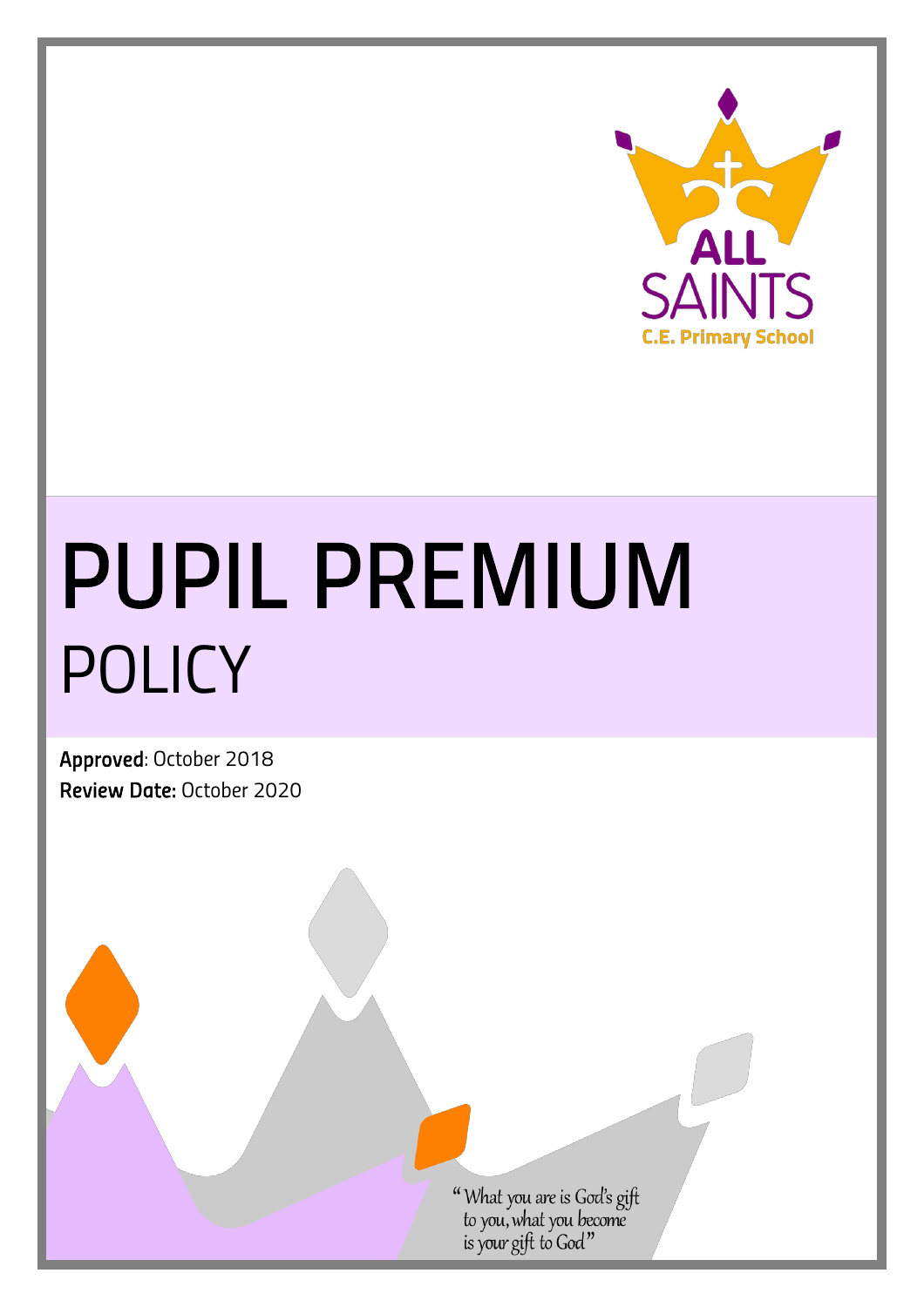ALL SAINTS
C.E. Primary School

# PUPIL PREMIUM
## POLICY

**Approved**: October 2018
**Review Date:** October 2020

*"What you are is God's gift to you, what you become is your gift to God"*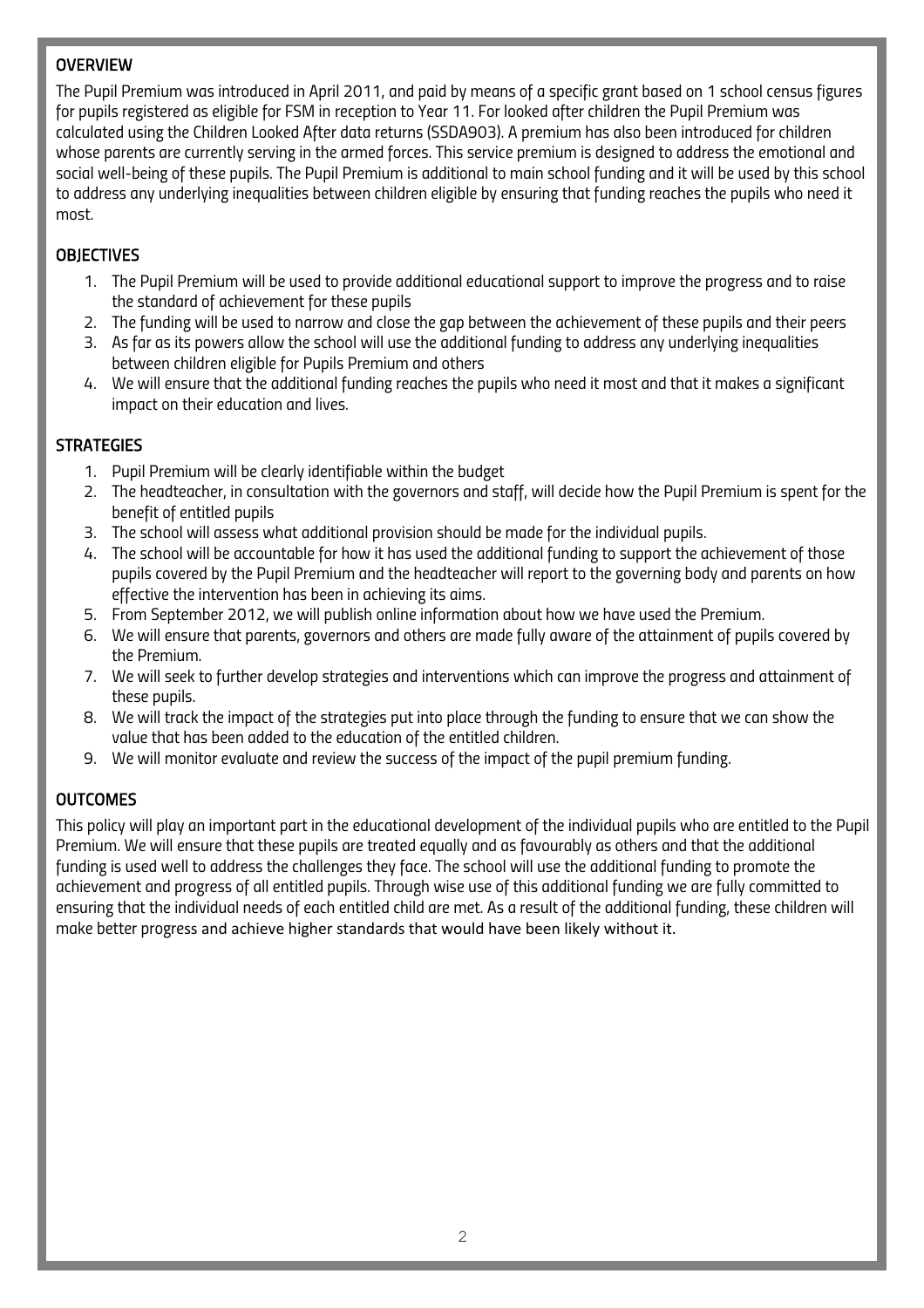## OVERVIEW

The Pupil Premium was introduced in April 2011, and paid by means of a specific grant based on 1 school census figures for pupils registered as eligible for FSM in reception to Year 11. For looked after children the Pupil Premium was calculated using the Children Looked After data returns (SSDA903). A premium has also been introduced for children whose parents are currently serving in the armed forces. This service premium is designed to address the emotional and social well-being of these pupils. The Pupil Premium is additional to main school funding and it will be used by this school to address any underlying inequalities between children eligible by ensuring that funding reaches the pupils who need it most.

## OBJECTIVES

1. The Pupil Premium will be used to provide additional educational support to improve the progress and to raise the standard of achievement for these pupils
2. The funding will be used to narrow and close the gap between the achievement of these pupils and their peers
3. As far as its powers allow the school will use the additional funding to address any underlying inequalities between children eligible for Pupils Premium and others
4. We will ensure that the additional funding reaches the pupils who need it most and that it makes a significant impact on their education and lives.

## STRATEGIES

1. Pupil Premium will be clearly identifiable within the budget
2. The headteacher, in consultation with the governors and staff, will decide how the Pupil Premium is spent for the benefit of entitled pupils
3. The school will assess what additional provision should be made for the individual pupils.
4. The school will be accountable for how it has used the additional funding to support the achievement of those pupils covered by the Pupil Premium and the headteacher will report to the governing body and parents on how effective the intervention has been in achieving its aims.
5. From September 2012, we will publish online information about how we have used the Premium.
6. We will ensure that parents, governors and others are made fully aware of the attainment of pupils covered by the Premium.
7. We will seek to further develop strategies and interventions which can improve the progress and attainment of these pupils.
8. We will track the impact of the strategies put into place through the funding to ensure that we can show the value that has been added to the education of the entitled children.
9. We will monitor evaluate and review the success of the impact of the pupil premium funding.

## OUTCOMES

This policy will play an important part in the educational development of the individual pupils who are entitled to the Pupil Premium. We will ensure that these pupils are treated equally and as favourably as others and that the additional funding is used well to address the challenges they face. The school will use the additional funding to promote the achievement and progress of all entitled pupils. Through wise use of this additional funding we are fully committed to ensuring that the individual needs of each entitled child are met. As a result of the additional funding, these children will make better progress and achieve higher standards that would have been likely without it.